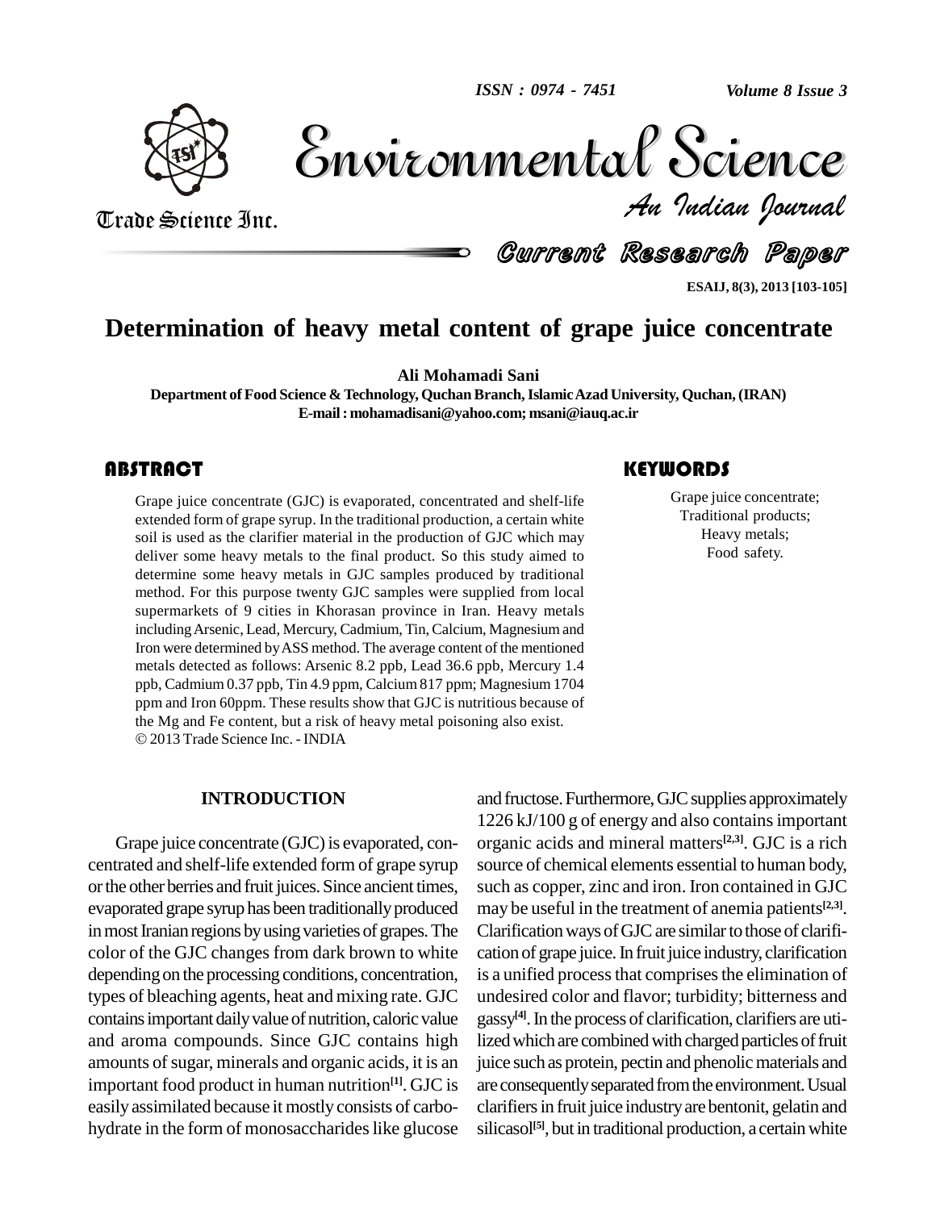# Determination of heavy metal content of grape juice concentrate

**Ali Mohamadi Sani**

**Department of Food Science & Technology, Quchan Branch, Islamic Azad University, Quchan, (IRAN)**
**E-mail : mohamadisani@yahoo.com; msani@iauq.ac.ir**

## ABSTRACT

Grape juice concentrate (GJC) is evaporated, concentrated and shelf-life extended form of grape syrup. In the traditional production, a certain white soil is used as the clarifier material in the production of GJC which may deliver some heavy metals to the final product. So this study aimed to determine some heavy metals in GJC samples produced by traditional method. For this purpose twenty GJC samples were supplied from local supermarkets of 9 cities in Khorasan province in Iran. Heavy metals including Arsenic, Lead, Mercury, Cadmium, Tin, Calcium, Magnesium and Iron were determined by ASS method. The average content of the mentioned metals detected as follows: Arsenic 8.2 ppb, Lead 36.6 ppb, Mercury 1.4 ppb, Cadmium 0.37 ppb, Tin 4.9 ppm, Calcium 817 ppm; Magnesium 1704 ppm and Iron 60ppm. These results show that GJC is nutritious because of the Mg and Fe content, but a risk of heavy metal poisoning also exist.
© 2013 Trade Science Inc. - INDIA

## KEYWORDS

Grape juice concentrate;
Traditional products;
Heavy metals;
Food safety.

## INTRODUCTION

Grape juice concentrate (GJC) is evaporated, concentrated and shelf-life extended form of grape syrup or the other berries and fruit juices. Since ancient times, evaporated grape syrup has been traditionally produced in most Iranian regions by using varieties of grapes. The color of the GJC changes from dark brown to white depending on the processing conditions, concentration, types of bleaching agents, heat and mixing rate. GJC contains important daily value of nutrition, caloric value and aroma compounds. Since GJC contains high amounts of sugar, minerals and organic acids, it is an important food product in human nutrition[1]. GJC is easily assimilated because it mostly consists of carbohydrate in the form of monosaccharides like glucose and fructose. Furthermore, GJC supplies approximately 1226 kJ/100 g of energy and also contains important organic acids and mineral matters[2,3]. GJC is a rich source of chemical elements essential to human body, such as copper, zinc and iron. Iron contained in GJC may be useful in the treatment of anemia patients[2,3]. Clarification ways of GJC are similar to those of clarification of grape juice. In fruit juice industry, clarification is a unified process that comprises the elimination of undesired color and flavor; turbidity; bitterness and gassy[4]. In the process of clarification, clarifiers are utilized which are combined with charged particles of fruit juice such as protein, pectin and phenolic materials and are consequently separated from the environment. Usual clarifiers in fruit juice industry are bentonit, gelatin and silicasol[5], but in traditional production, a certain white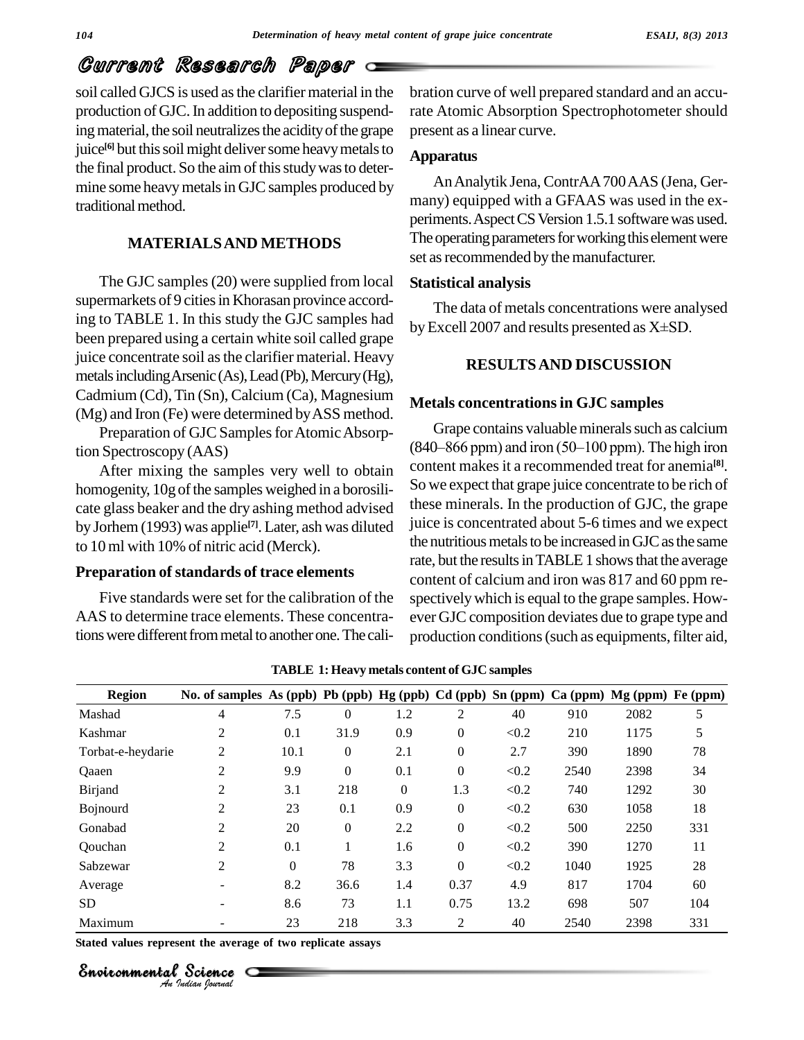soil called GJCS is used as the clarifier material in the production of GJC. In addition to depositing suspending material, the soil neutralizes the acidity of the grape juice[6] but this soil might deliver some heavy metals to the final product. So the aim of this study was to determine some heavy metals in GJC samples produced by traditional method.

## MATERIALS AND METHODS

The GJC samples (20) were supplied from local supermarkets of 9 cities in Khorasan province according to TABLE 1. In this study the GJC samples had been prepared using a certain white soil called grape juice concentrate soil as the clarifier material. Heavy metals including Arsenic (As), Lead (Pb), Mercury (Hg), Cadmium (Cd), Tin (Sn), Calcium (Ca), Magnesium (Mg) and Iron (Fe) were determined by ASS method.

Preparation of GJC Samples for Atomic Absorption Spectroscopy (AAS)

After mixing the samples very well to obtain homogenity, 10g of the samples weighed in a borosilicate glass beaker and the dry ashing method advised by Jorhem (1993) was applie[7]. Later, ash was diluted to 10 ml with 10% of nitric acid (Merck).

### Preparation of standards of trace elements

Five standards were set for the calibration of the AAS to determine trace elements. These concentrations were different from metal to another one. The calibration curve of well prepared standard and an accurate Atomic Absorption Spectrophotometer should present as a linear curve.

### Apparatus

An Analytik Jena, ContrAA 700 AAS (Jena, Germany) equipped with a GFAAS was used in the experiments. Aspect CS Version 1.5.1 software was used. The operating parameters for working this element were set as recommended by the manufacturer.

### Statistical analysis

The data of metals concentrations were analysed by Excell 2007 and results presented as X±SD.

## RESULTS AND DISCUSSION

### Metals concentrations in GJC samples

Grape contains valuable minerals such as calcium (840–866 ppm) and iron (50–100 ppm). The high iron content makes it a recommended treat for anemia[8]. So we expect that grape juice concentrate to be rich of these minerals. In the production of GJC, the grape juice is concentrated about 5-6 times and we expect the nutritious metals to be increased in GJC as the same rate, but the results in TABLE 1 shows that the average content of calcium and iron was 817 and 60 ppm respectively which is equal to the grape samples. However GJC composition deviates due to grape type and production conditions (such as equipments, filter aid,

**TABLE 1: Heavy metals content of GJC samples**

| Region | No. of samples | As (ppb) | Pb (ppb) | Hg (ppb) | Cd (ppb) | Sn (ppm) | Ca (ppm) | Mg (ppm) | Fe (ppm) |
|---|---|---|---|---|---|---|---|---|---|
| Mashad | 4 | 7.5 | 0 | 1.2 | 2 | 40 | 910 | 2082 | 5 |
| Kashmar | 2 | 0.1 | 31.9 | 0.9 | 0 | <0.2 | 210 | 1175 | 5 |
| Torbat-e-heydarie | 2 | 10.1 | 0 | 2.1 | 0 | 2.7 | 390 | 1890 | 78 |
| Qaaen | 2 | 9.9 | 0 | 0.1 | 0 | <0.2 | 2540 | 2398 | 34 |
| Birjand | 2 | 3.1 | 218 | 0 | 1.3 | <0.2 | 740 | 1292 | 30 |
| Bojnourd | 2 | 23 | 0.1 | 0.9 | 0 | <0.2 | 630 | 1058 | 18 |
| Gonabad | 2 | 20 | 0 | 2.2 | 0 | <0.2 | 500 | 2250 | 331 |
| Qouchan | 2 | 0.1 | 1 | 1.6 | 0 | <0.2 | 390 | 1270 | 11 |
| Sabzewar | 2 | 0 | 78 | 3.3 | 0 | <0.2 | 1040 | 1925 | 28 |
| Average | - | 8.2 | 36.6 | 1.4 | 0.37 | 4.9 | 817 | 1704 | 60 |
| SD | - | 8.6 | 73 | 1.1 | 0.75 | 13.2 | 698 | 507 | 104 |
| Maximum | - | 23 | 218 | 3.3 | 2 | 40 | 2540 | 2398 | 331 |

**Stated values represent the average of two replicate assays**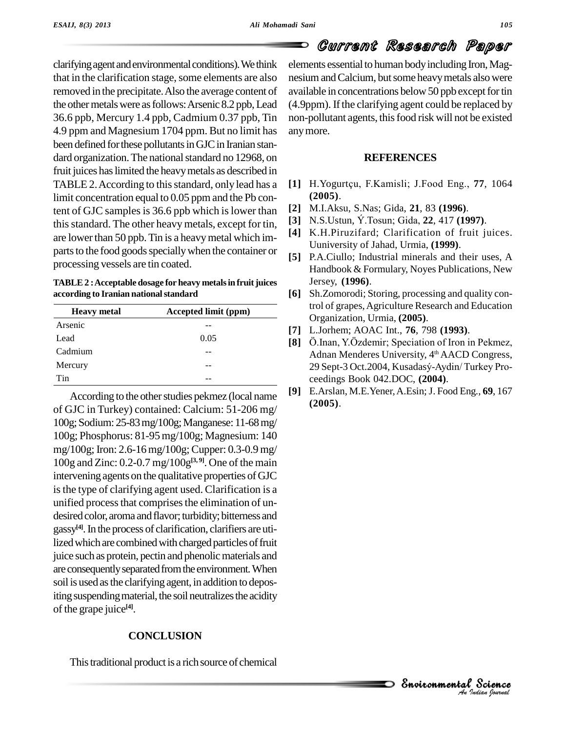clarifying agent and environmental conditions). We think that in the clarification stage, some elements are also removed in the precipitate. Also the average content of the other metals were as follows: Arsenic 8.2 ppb, Lead 36.6 ppb, Mercury 1.4 ppb, Cadmium 0.37 ppb, Tin 4.9 ppm and Magnesium 1704 ppm. But no limit has been defined for these pollutants in GJC in Iranian standard organization. The national standard no 12968, on fruit juices has limited the heavy metals as described in TABLE 2. According to this standard, only lead has a limit concentration equal to 0.05 ppm and the Pb content of GJC samples is 36.6 ppb which is lower than this standard. The other heavy metals, except for tin, are lower than 50 ppb. Tin is a heavy metal which imparts to the food goods specially when the container or processing vessels are tin coated.

**TABLE 2 : Acceptable dosage for heavy metals in fruit juices according to Iranian national standard**

| Heavy metal | Accepted limit (ppm) |
| --- | --- |
| Arsenic | -- |
| Lead | 0.05 |
| Cadmium | -- |
| Mercury | -- |
| Tin | -- |

According to the other studies pekmez (local name of GJC in Turkey) contained: Calcium: 51-206 mg/100g; Sodium: 25-83 mg/100g; Manganese: 11-68 mg/100g; Phosphorus: 81-95 mg/100g; Magnesium: 140 mg/100g; Iron: 2.6-16 mg/100g; Cupper: 0.3-0.9 mg/100g and Zinc: 0.2-0.7 mg/100g[3, 9]. One of the main intervening agents on the qualitative properties of GJC is the type of clarifying agent used. Clarification is a unified process that comprises the elimination of undesired color, aroma and flavor; turbidity; bitterness and gassy[4]. In the process of clarification, clarifiers are utilized which are combined with charged particles of fruit juice such as protein, pectin and phenolic materials and are consequently separated from the environment. When soil is used as the clarifying agent, in addition to depositing suspending material, the soil neutralizes the acidity of the grape juice[4].

## CONCLUSION

This traditional product is a rich source of chemical elements essential to human body including Iron, Magnesium and Calcium, but some heavy metals also were available in concentrations below 50 ppb except for tin (4.9ppm). If the clarifying agent could be replaced by non-pollutant agents, this food risk will not be existed any more.

## REFERENCES

[1] H.Yogurtçu, F.Kamisli; J.Food Eng., **77**, 1064 **(2005)**.

[2] M.I.Aksu, S.Nas; Gida, **21**, 83 **(1996)**.

[3] N.S.Ustun, Ý.Tosun; Gida, **22**, 417 **(1997)**.

[4] K.H.Piruzifard; Clarification of fruit juices. Uuniversity of Jahad, Urmia, **(1999)**.

[5] P.A.Ciullo; Industrial minerals and their uses, A Handbook & Formulary, Noyes Publications, New Jersey, **(1996)**.

[6] Sh.Zomorodi; Storing, processing and quality control of grapes, Agriculture Research and Education Organization, Urmia, **(2005)**.

[7] L.Jorhem; AOAC Int., **76**, 798 **(1993)**.

[8] Ö.Inan, Y.Özdemir; Speciation of Iron in Pekmez, Adnan Menderes University, 4th AACD Congress, 29 Sept-3 Oct.2004, Kusadasý-Aydin/ Turkey Proceedings Book 042.DOC, **(2004)**.

[9] E.Arslan, M.E.Yener, A.Esin; J. Food Eng., **69**, 167 **(2005)**.